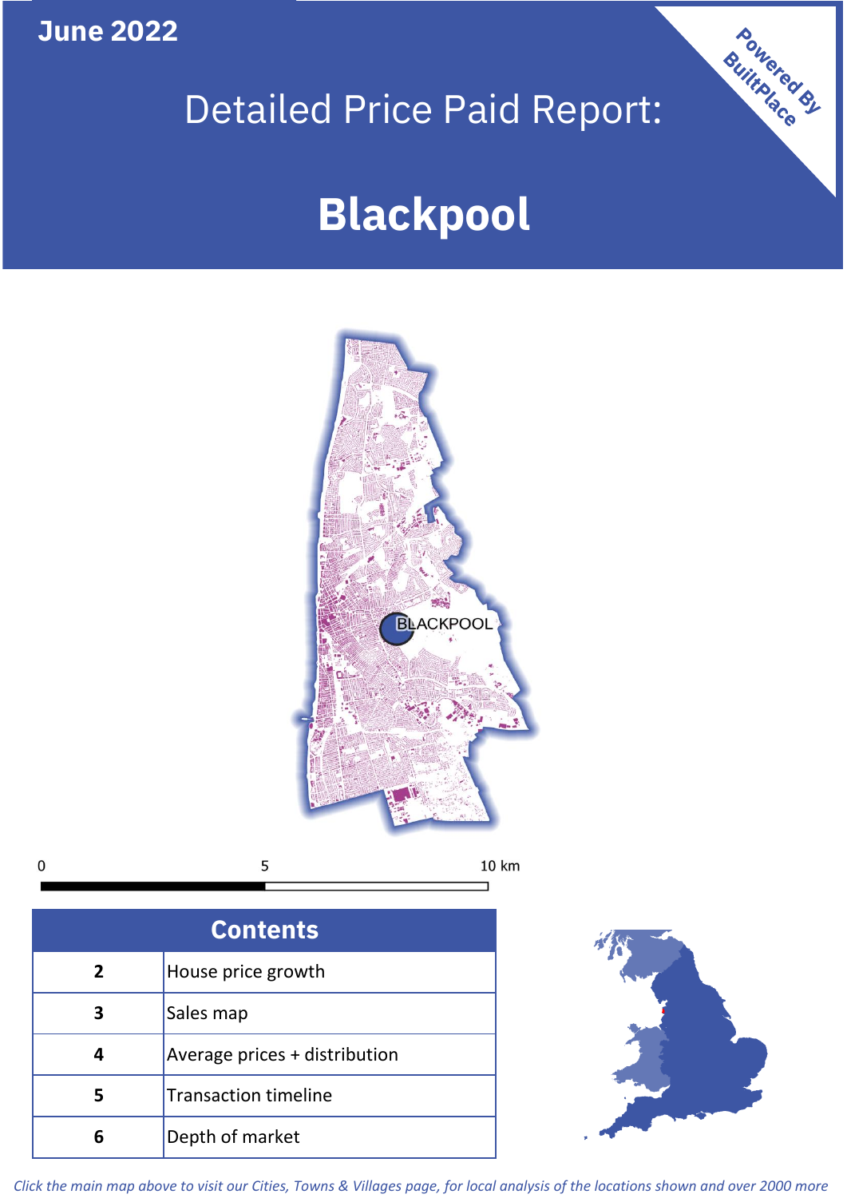**June 2022**

Powered By BuiltPlace

# Detailed Price Paid Report:

# Blackpool

BLACKPOOL

0 5 10 km

| Contents | |
|---|---|
| 2 | House price growth |
| 3 | Sales map |
| 4 | Average prices + distribution |
| 5 | Transaction timeline |
| 6 | Depth of market |

*Click the main map above to visit our Cities, Towns & Villages page, for local analysis of the locations shown and over 2000 more*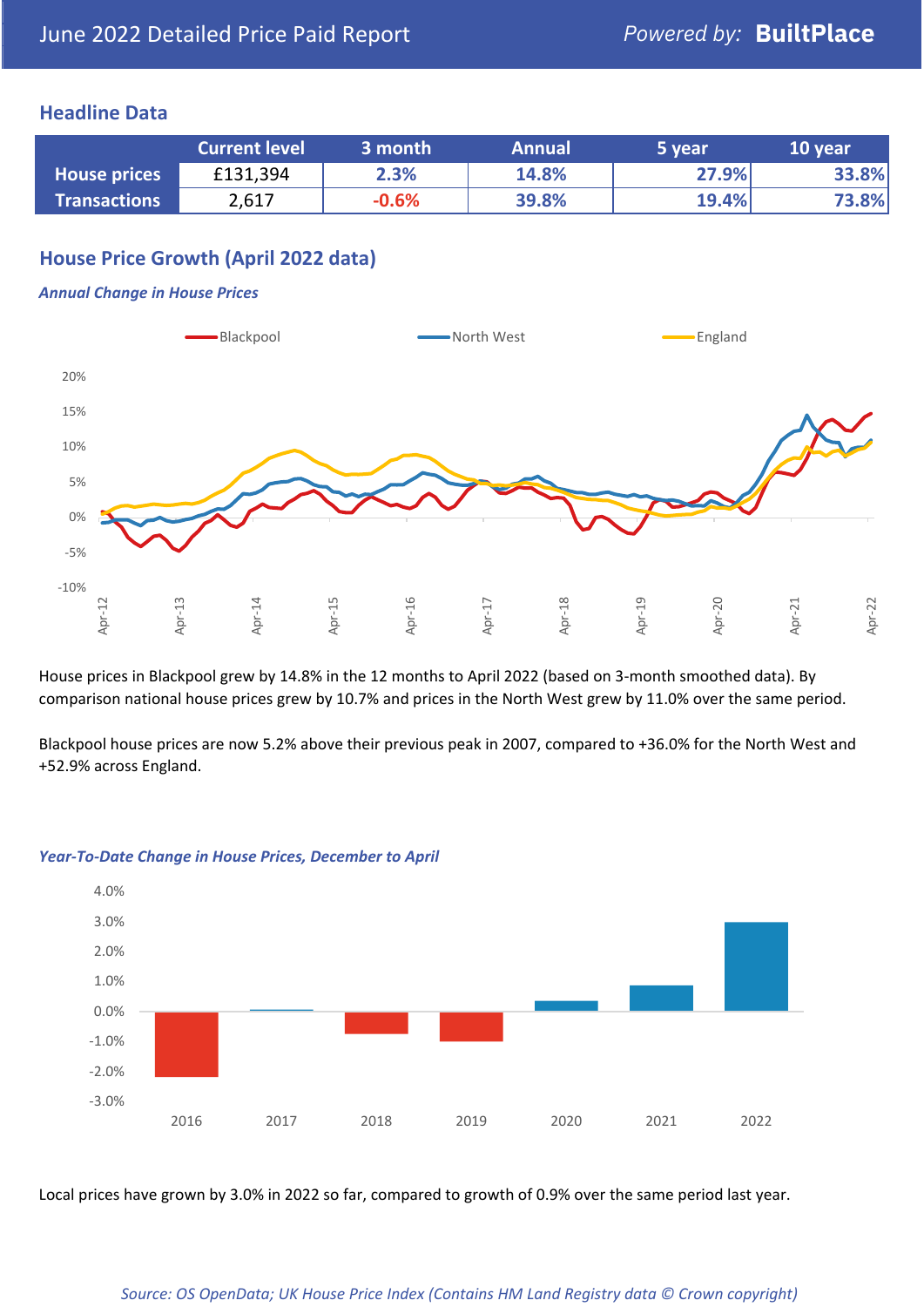June 2022 Detailed Price Paid Report

*Powered by:* **BuiltPlace**

## Headline Data

| | Current level | 3 month | Annual | 5 year | 10 year |
|---|---|---|---|---|---|
| **House prices** | £131,394 | 2.3% | 14.8% | 27.9% | 33.8% |
| **Transactions** | 2,617 | -0.6% | 39.8% | 19.4% | 73.8% |

## House Price Growth (April 2022 data)

### *Annual Change in House Prices*

House prices in Blackpool grew by 14.8% in the 12 months to April 2022 (based on 3-month smoothed data). By comparison national house prices grew by 10.7% and prices in the North West grew by 11.0% over the same period.

Blackpool house prices are now 5.2% above their previous peak in 2007, compared to +36.0% for the North West and +52.9% across England.

### *Year-To-Date Change in House Prices, December to April*

Local prices have grown by 3.0% in 2022 so far, compared to growth of 0.9% over the same period last year.

*Source: OS OpenData; UK House Price Index (Contains HM Land Registry data © Crown copyright)*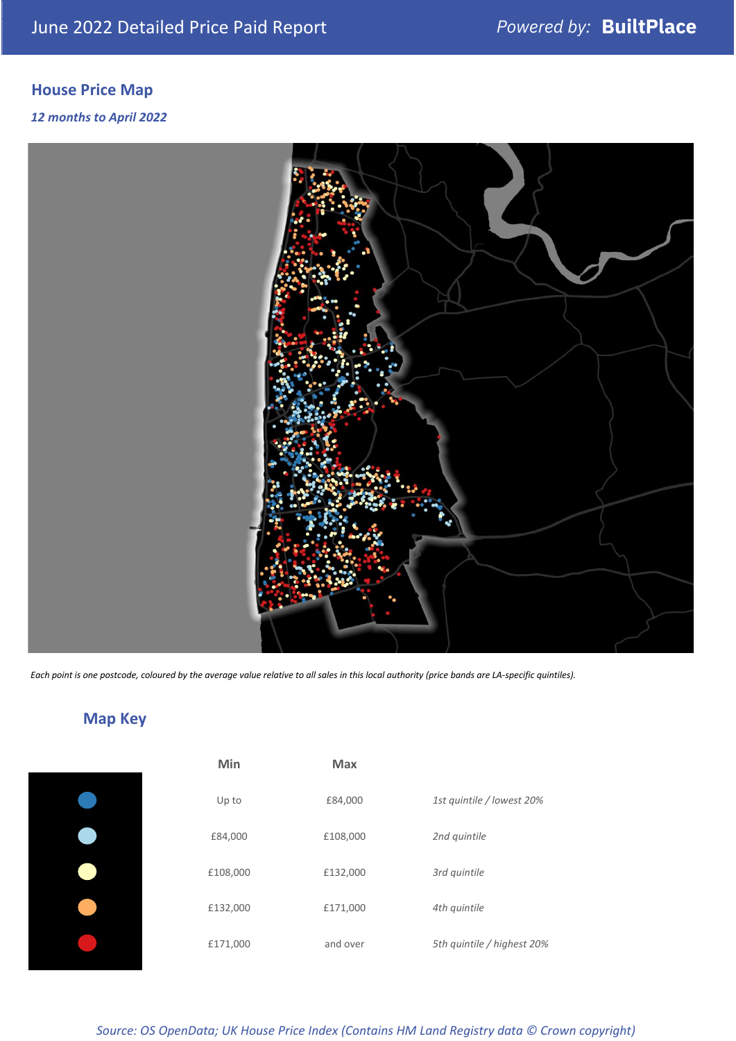## House Price Map

*12 months to April 2022*

*Each point is one postcode, coloured by the average value relative to all sales in this local authority (price bands are LA-specific quintiles).*

## Map Key

| | Min | Max | |
|---|---|---|---|
| Dark blue | Up to | £84,000 | *1st quintile / lowest 20%* |
| Light blue | £84,000 | £108,000 | *2nd quintile* |
| Pale yellow | £108,000 | £132,000 | *3rd quintile* |
| Orange | £132,000 | £171,000 | *4th quintile* |
| Red | £171,000 | and over | *5th quintile / highest 20%* |

*Source: OS OpenData; UK House Price Index (Contains HM Land Registry data © Crown copyright)*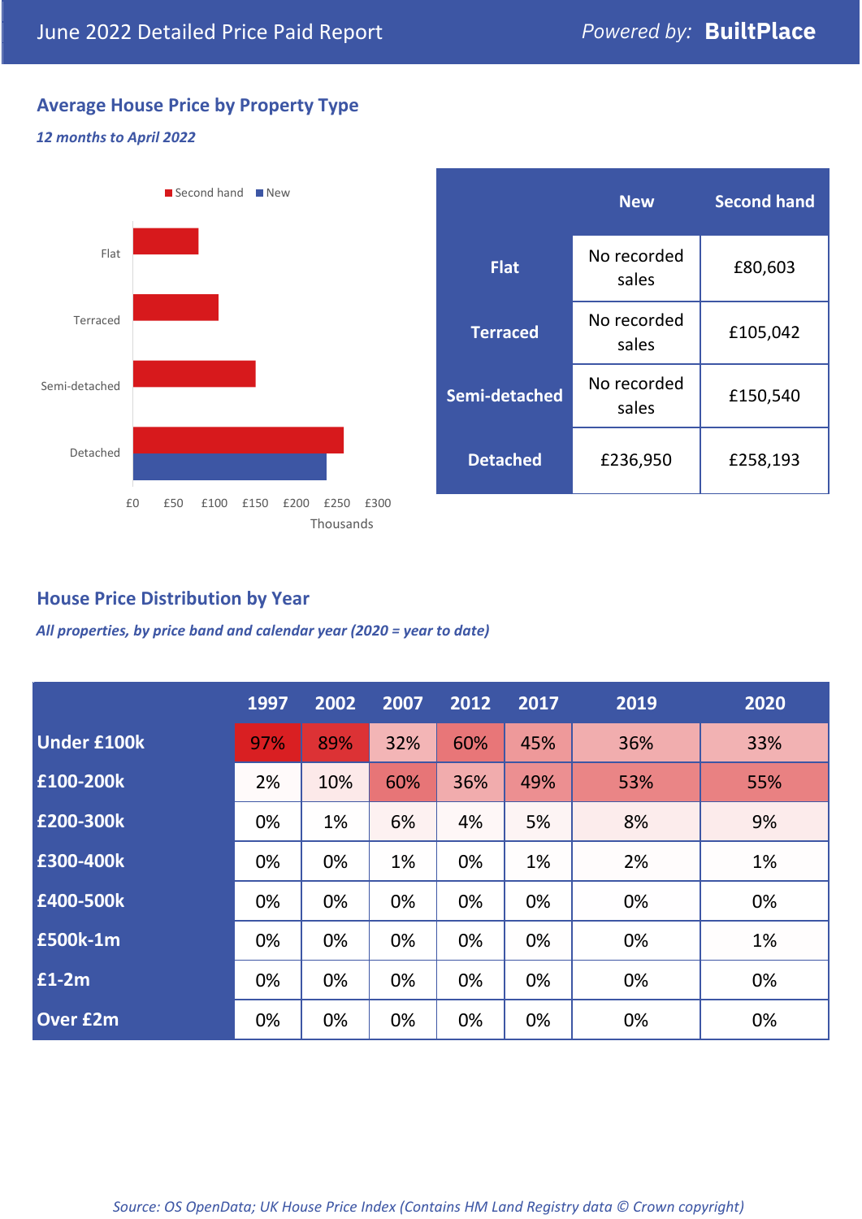June 2022 Detailed Price Paid Report

Powered by: **BuiltPlace**

## Average House Price by Property Type

*12 months to April 2022*

| | New | Second hand |
|---|---|---|
| **Flat** | No recorded sales | £80,603 |
| **Terraced** | No recorded sales | £105,042 |
| **Semi-detached** | No recorded sales | £150,540 |
| **Detached** | £236,950 | £258,193 |

## House Price Distribution by Year

*All properties, by price band and calendar year (2020 = year to date)*

| | 1997 | 2002 | 2007 | 2012 | 2017 | 2019 | 2020 |
|---|---|---|---|---|---|---|---|
| **Under £100k** | 97% | 89% | 32% | 60% | 45% | 36% | 33% |
| **£100-200k** | 2% | 10% | 60% | 36% | 49% | 53% | 55% |
| **£200-300k** | 0% | 1% | 6% | 4% | 5% | 8% | 9% |
| **£300-400k** | 0% | 0% | 1% | 0% | 1% | 2% | 1% |
| **£400-500k** | 0% | 0% | 0% | 0% | 0% | 0% | 0% |
| **£500k-1m** | 0% | 0% | 0% | 0% | 0% | 0% | 1% |
| **£1-2m** | 0% | 0% | 0% | 0% | 0% | 0% | 0% |
| **Over £2m** | 0% | 0% | 0% | 0% | 0% | 0% | 0% |

*Source: OS OpenData; UK House Price Index (Contains HM Land Registry data © Crown copyright)*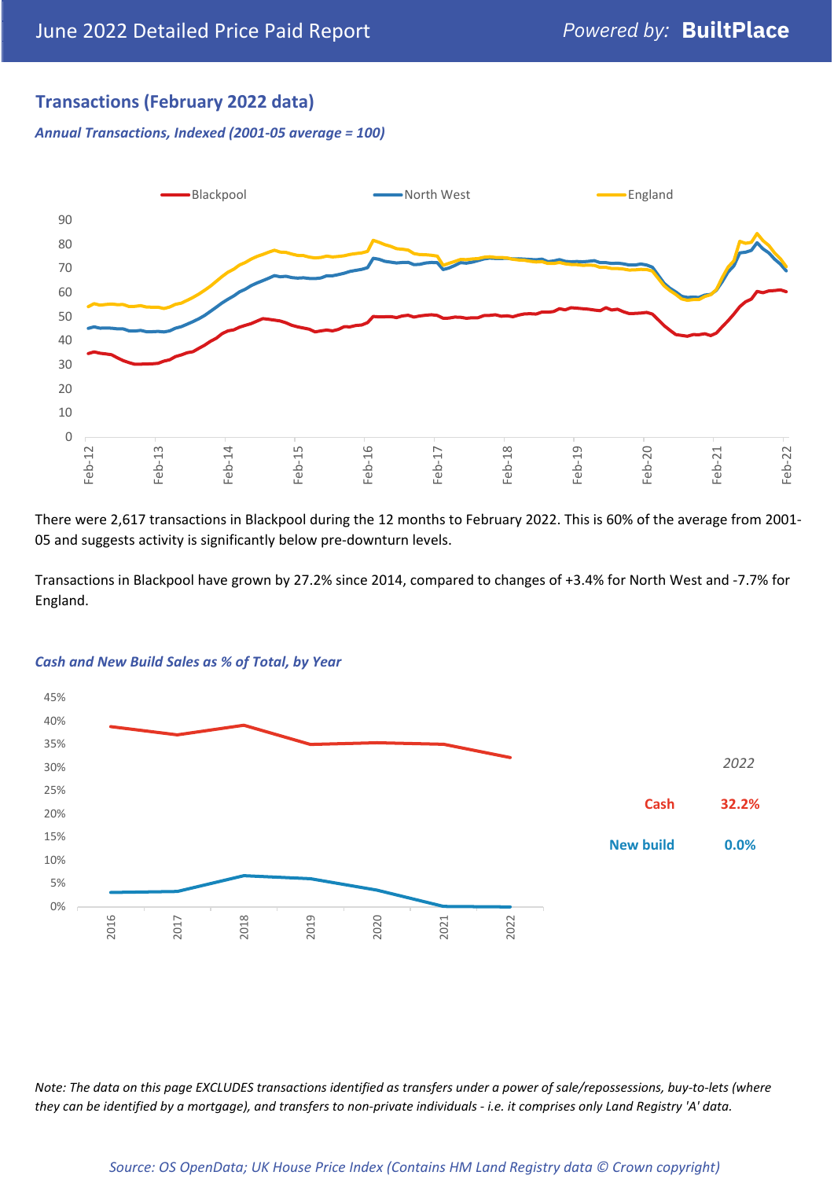## Transactions (February 2022 data)

*Annual Transactions, Indexed (2001-05 average = 100)*

There were 2,617 transactions in Blackpool during the 12 months to February 2022. This is 60% of the average from 2001-05 and suggests activity is significantly below pre-downturn levels.

Transactions in Blackpool have grown by 27.2% since 2014, compared to changes of +3.4% for North West and -7.7% for England.

*Cash and New Build Sales as % of Total, by Year*

| 2022 | |
|---|---|
| Cash | 32.2% |
| New build | 0.0% |

*Note: The data on this page EXCLUDES transactions identified as transfers under a power of sale/repossessions, buy-to-lets (where they can be identified by a mortgage), and transfers to non-private individuals - i.e. it comprises only Land Registry 'A' data.*

*Source: OS OpenData; UK House Price Index (Contains HM Land Registry data © Crown copyright)*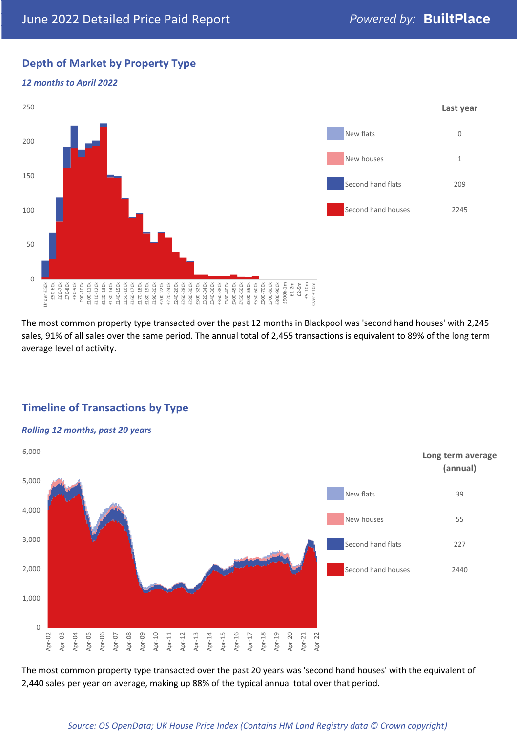June 2022 Detailed Price Paid Report

*Powered by:* **BuiltPlace**

## Depth of Market by Property Type

*12 months to April 2022*

250
200
150
100
50
0

Under £50k, £50-60k, £60-70k, £70-80k, £80-90k, £90-100k, £100-110k, £110-120k, £120-130k, £130-140k, £140-150k, £150-160k, £160-170k, £170-180k, £180-190k, £190-200k, £200-220k, £220-240k, £240-260k, £260-280k, £280-300k, £300-320k, £320-340k, £340-360k, £360-380k, £380-400k, £400-450k, £450-500k, £500-550k, £550-600k, £600-700k, £700-800k, £800-900k, £900k-1m, £1-2m, £2-5m, £5-10m, Over £10m

Last year

New flats 0
New houses 1
Second hand flats 209
Second hand houses 2245

The most common property type transacted over the past 12 months in Blackpool was 'second hand houses' with 2,245 sales, 91% of all sales over the same period. The annual total of 2,455 transactions is equivalent to 89% of the long term average level of activity.

## Timeline of Transactions by Type

*Rolling 12 months, past 20 years*

6,000
5,000
4,000
3,000
2,000
1,000
0

Apr-02, Apr-03, Apr-04, Apr-05, Apr-06, Apr-07, Apr-08, Apr-09, Apr-10, Apr-11, Apr-12, Apr-13, Apr-14, Apr-15, Apr-16, Apr-17, Apr-18, Apr-19, Apr-20, Apr-21, Apr-22

Long term average (annual)

New flats 39
New houses 55
Second hand flats 227
Second hand houses 2440

The most common property type transacted over the past 20 years was 'second hand houses' with the equivalent of 2,440 sales per year on average, making up 88% of the typical annual total over that period.

*Source: OS OpenData; UK House Price Index (Contains HM Land Registry data © Crown copyright)*